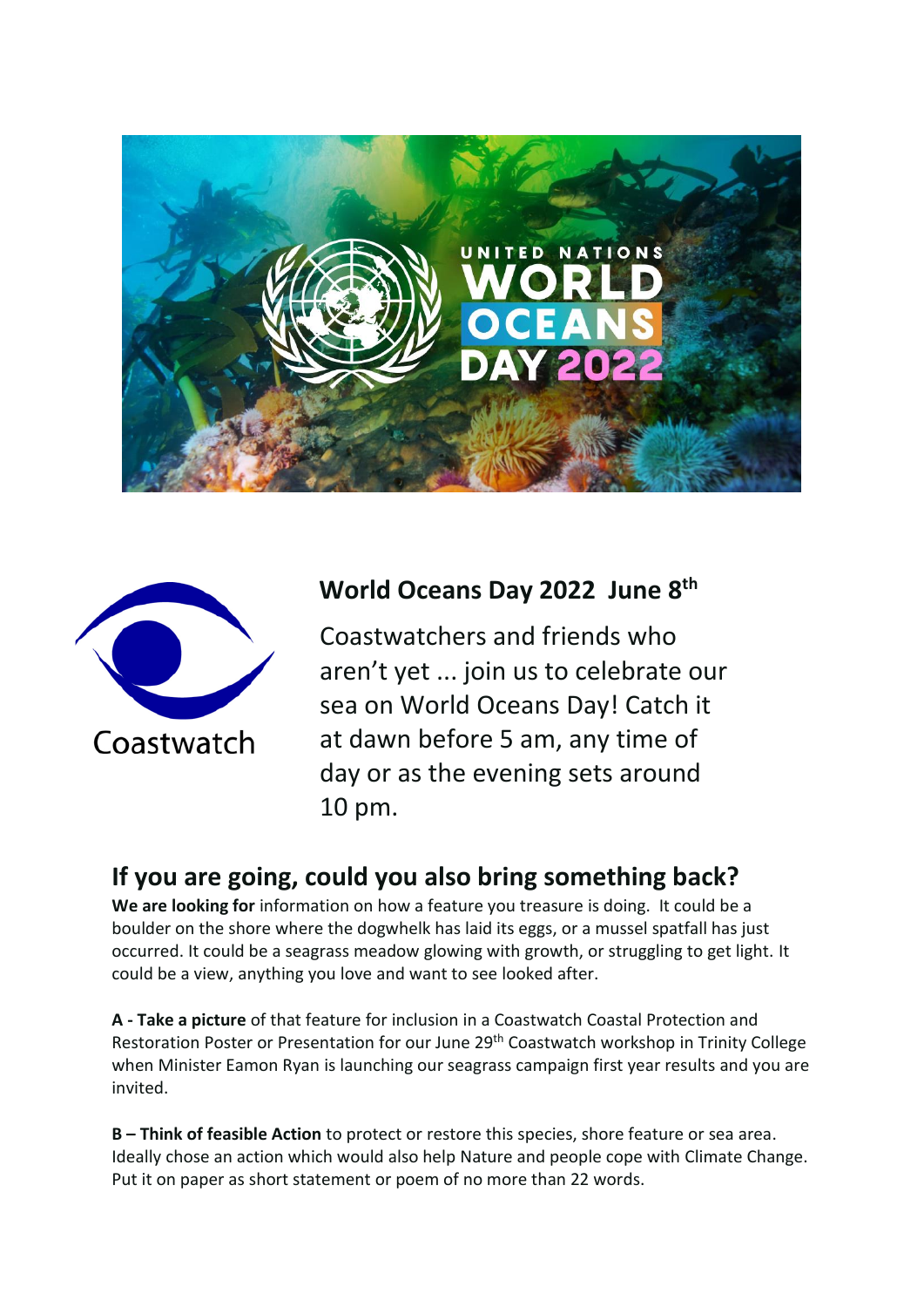## World Oceans Day 2022 June 8th

Coastwatchers and friends who aren't yet ... join us to celebrate our sea on World Oceans Day! Catch it at dawn before 5 am, any time of day or as the evening sets around 10 pm.

## If you are going, could you also bring something back?

**We are looking for** information on how a feature you treasure is doing. It could be a boulder on the shore where the dogwhelk has laid its eggs, or a mussel spatfall has just occurred. It could be a seagrass meadow glowing with growth, or struggling to get light. It could be a view, anything you love and want to see looked after.

**A - Take a picture** of that feature for inclusion in a Coastwatch Coastal Protection and Restoration Poster or Presentation for our June 29th Coastwatch workshop in Trinity College when Minister Eamon Ryan is launching our seagrass campaign first year results and you are invited.

**B – Think of feasible Action** to protect or restore this species, shore feature or sea area. Ideally chose an action which would also help Nature and people cope with Climate Change. Put it on paper as short statement or poem of no more than 22 words.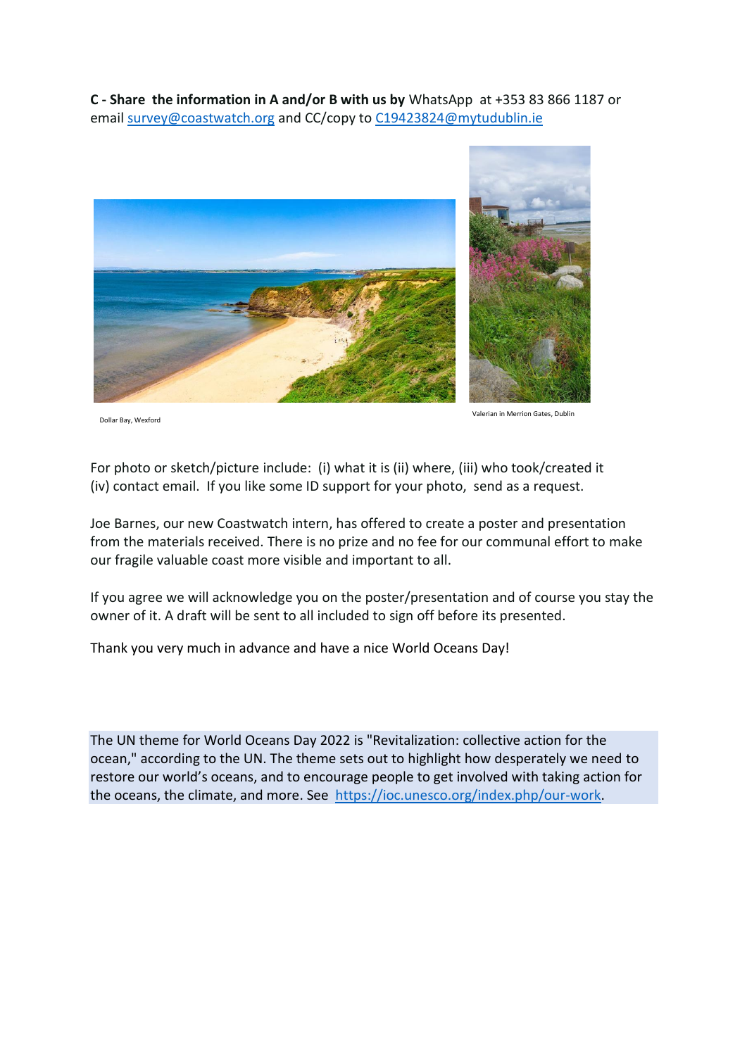**C - Share the information in A and/or B with us by** WhatsApp at +353 83 866 1187 or email survey@coastwatch.org and CC/copy to C19423824@mytudublin.ie

Dollar Bay, Wexford

Valerian in Merrion Gates, Dublin

For photo or sketch/picture include: (i) what it is (ii) where, (iii) who took/created it (iv) contact email. If you like some ID support for your photo, send as a request.

Joe Barnes, our new Coastwatch intern, has offered to create a poster and presentation from the materials received. There is no prize and no fee for our communal effort to make our fragile valuable coast more visible and important to all.

If you agree we will acknowledge you on the poster/presentation and of course you stay the owner of it. A draft will be sent to all included to sign off before its presented.

Thank you very much in advance and have a nice World Oceans Day!

The UN theme for World Oceans Day 2022 is "Revitalization: collective action for the ocean," according to the UN. The theme sets out to highlight how desperately we need to restore our world's oceans, and to encourage people to get involved with taking action for the oceans, the climate, and more. See https://ioc.unesco.org/index.php/our-work.